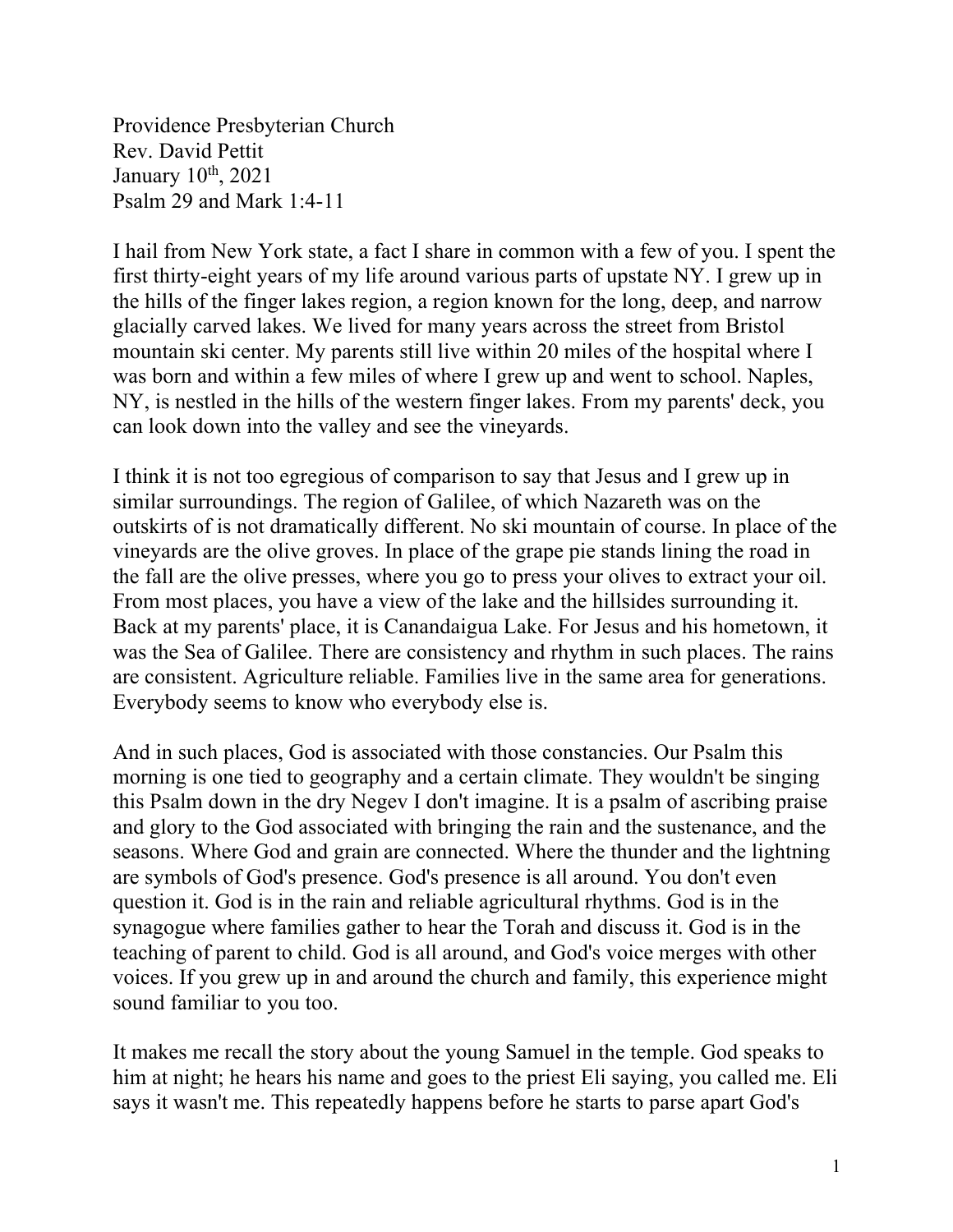Providence Presbyterian Church
Rev. David Pettit
January 10th, 2021
Psalm 29 and Mark 1:4-11

I hail from New York state, a fact I share in common with a few of you. I spent the first thirty-eight years of my life around various parts of upstate NY. I grew up in the hills of the finger lakes region, a region known for the long, deep, and narrow glacially carved lakes. We lived for many years across the street from Bristol mountain ski center. My parents still live within 20 miles of the hospital where I was born and within a few miles of where I grew up and went to school. Naples, NY, is nestled in the hills of the western finger lakes. From my parents' deck, you can look down into the valley and see the vineyards.

I think it is not too egregious of comparison to say that Jesus and I grew up in similar surroundings. The region of Galilee, of which Nazareth was on the outskirts of is not dramatically different. No ski mountain of course. In place of the vineyards are the olive groves. In place of the grape pie stands lining the road in the fall are the olive presses, where you go to press your olives to extract your oil. From most places, you have a view of the lake and the hillsides surrounding it. Back at my parents' place, it is Canandaigua Lake. For Jesus and his hometown, it was the Sea of Galilee. There are consistency and rhythm in such places. The rains are consistent. Agriculture reliable. Families live in the same area for generations. Everybody seems to know who everybody else is.

And in such places, God is associated with those constancies. Our Psalm this morning is one tied to geography and a certain climate. They wouldn't be singing this Psalm down in the dry Negev I don't imagine. It is a psalm of ascribing praise and glory to the God associated with bringing the rain and the sustenance, and the seasons. Where God and grain are connected. Where the thunder and the lightning are symbols of God's presence. God's presence is all around. You don't even question it. God is in the rain and reliable agricultural rhythms. God is in the synagogue where families gather to hear the Torah and discuss it. God is in the teaching of parent to child. God is all around, and God's voice merges with other voices. If you grew up in and around the church and family, this experience might sound familiar to you too.

It makes me recall the story about the young Samuel in the temple. God speaks to him at night; he hears his name and goes to the priest Eli saying, you called me. Eli says it wasn't me. This repeatedly happens before he starts to parse apart God's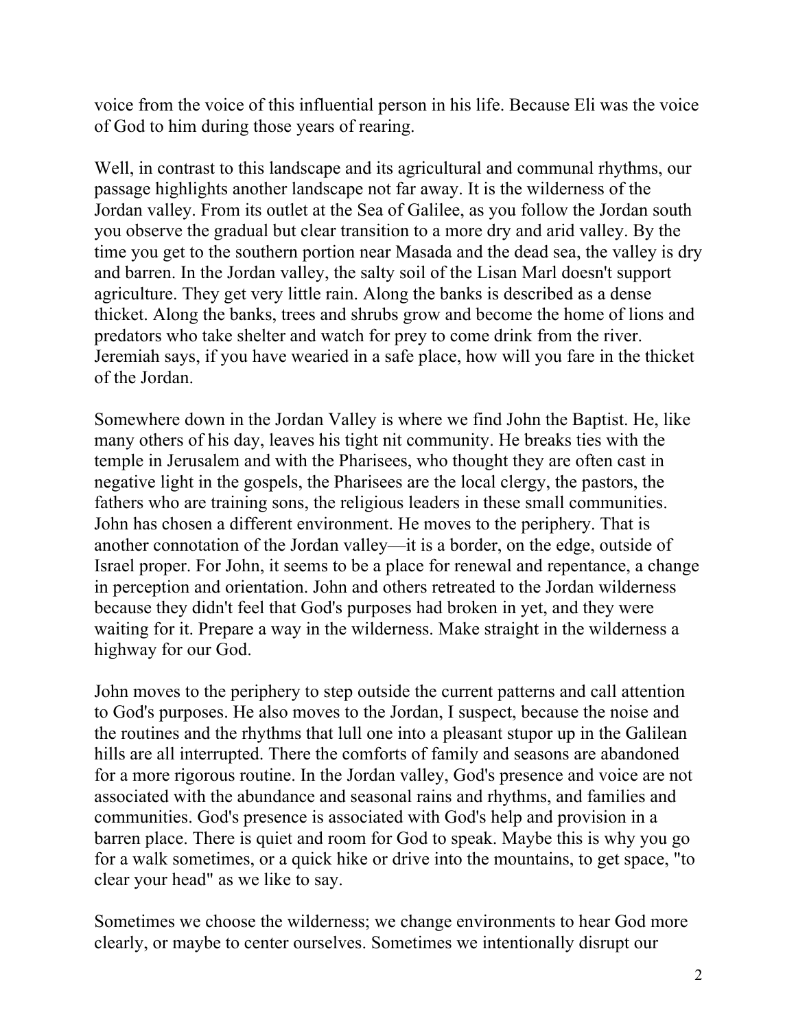voice from the voice of this influential person in his life. Because Eli was the voice of God to him during those years of rearing.

Well, in contrast to this landscape and its agricultural and communal rhythms, our passage highlights another landscape not far away. It is the wilderness of the Jordan valley. From its outlet at the Sea of Galilee, as you follow the Jordan south you observe the gradual but clear transition to a more dry and arid valley. By the time you get to the southern portion near Masada and the dead sea, the valley is dry and barren. In the Jordan valley, the salty soil of the Lisan Marl doesn't support agriculture. They get very little rain. Along the banks is described as a dense thicket. Along the banks, trees and shrubs grow and become the home of lions and predators who take shelter and watch for prey to come drink from the river. Jeremiah says, if you have wearied in a safe place, how will you fare in the thicket of the Jordan.

Somewhere down in the Jordan Valley is where we find John the Baptist. He, like many others of his day, leaves his tight nit community. He breaks ties with the temple in Jerusalem and with the Pharisees, who thought they are often cast in negative light in the gospels, the Pharisees are the local clergy, the pastors, the fathers who are training sons, the religious leaders in these small communities. John has chosen a different environment. He moves to the periphery. That is another connotation of the Jordan valley—it is a border, on the edge, outside of Israel proper. For John, it seems to be a place for renewal and repentance, a change in perception and orientation. John and others retreated to the Jordan wilderness because they didn't feel that God's purposes had broken in yet, and they were waiting for it. Prepare a way in the wilderness. Make straight in the wilderness a highway for our God.

John moves to the periphery to step outside the current patterns and call attention to God's purposes. He also moves to the Jordan, I suspect, because the noise and the routines and the rhythms that lull one into a pleasant stupor up in the Galilean hills are all interrupted. There the comforts of family and seasons are abandoned for a more rigorous routine. In the Jordan valley, God's presence and voice are not associated with the abundance and seasonal rains and rhythms, and families and communities. God's presence is associated with God's help and provision in a barren place. There is quiet and room for God to speak. Maybe this is why you go for a walk sometimes, or a quick hike or drive into the mountains, to get space, "to clear your head" as we like to say.

Sometimes we choose the wilderness; we change environments to hear God more clearly, or maybe to center ourselves. Sometimes we intentionally disrupt our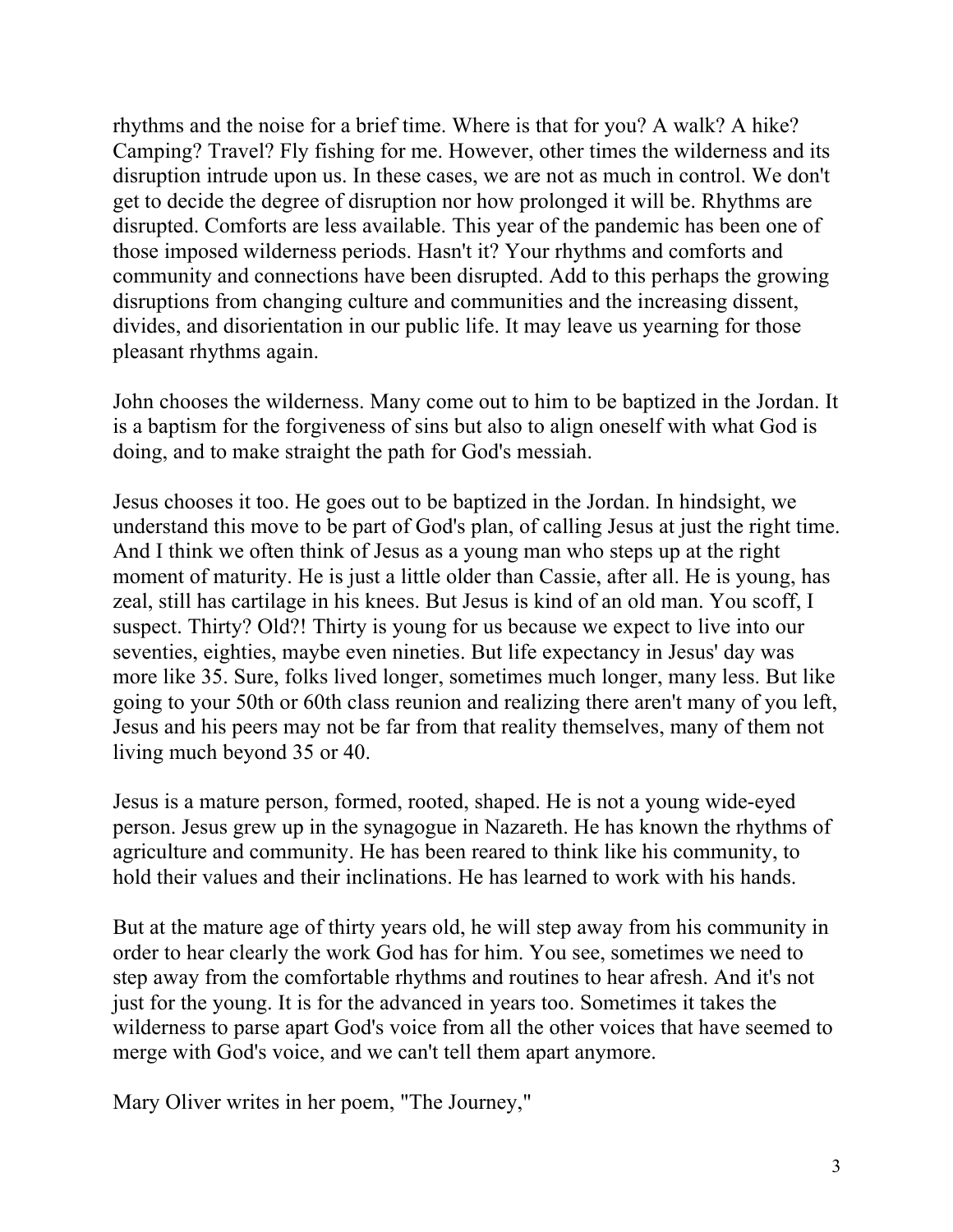rhythms and the noise for a brief time. Where is that for you? A walk? A hike? Camping? Travel? Fly fishing for me. However, other times the wilderness and its disruption intrude upon us. In these cases, we are not as much in control. We don't get to decide the degree of disruption nor how prolonged it will be. Rhythms are disrupted. Comforts are less available. This year of the pandemic has been one of those imposed wilderness periods. Hasn't it? Your rhythms and comforts and community and connections have been disrupted. Add to this perhaps the growing disruptions from changing culture and communities and the increasing dissent, divides, and disorientation in our public life. It may leave us yearning for those pleasant rhythms again.

John chooses the wilderness. Many come out to him to be baptized in the Jordan. It is a baptism for the forgiveness of sins but also to align oneself with what God is doing, and to make straight the path for God's messiah.

Jesus chooses it too. He goes out to be baptized in the Jordan. In hindsight, we understand this move to be part of God's plan, of calling Jesus at just the right time. And I think we often think of Jesus as a young man who steps up at the right moment of maturity. He is just a little older than Cassie, after all. He is young, has zeal, still has cartilage in his knees. But Jesus is kind of an old man. You scoff, I suspect. Thirty? Old?! Thirty is young for us because we expect to live into our seventies, eighties, maybe even nineties. But life expectancy in Jesus' day was more like 35. Sure, folks lived longer, sometimes much longer, many less. But like going to your 50th or 60th class reunion and realizing there aren't many of you left, Jesus and his peers may not be far from that reality themselves, many of them not living much beyond 35 or 40.

Jesus is a mature person, formed, rooted, shaped. He is not a young wide-eyed person. Jesus grew up in the synagogue in Nazareth. He has known the rhythms of agriculture and community. He has been reared to think like his community, to hold their values and their inclinations. He has learned to work with his hands.

But at the mature age of thirty years old, he will step away from his community in order to hear clearly the work God has for him. You see, sometimes we need to step away from the comfortable rhythms and routines to hear afresh. And it's not just for the young. It is for the advanced in years too. Sometimes it takes the wilderness to parse apart God's voice from all the other voices that have seemed to merge with God's voice, and we can't tell them apart anymore.

Mary Oliver writes in her poem, "The Journey,"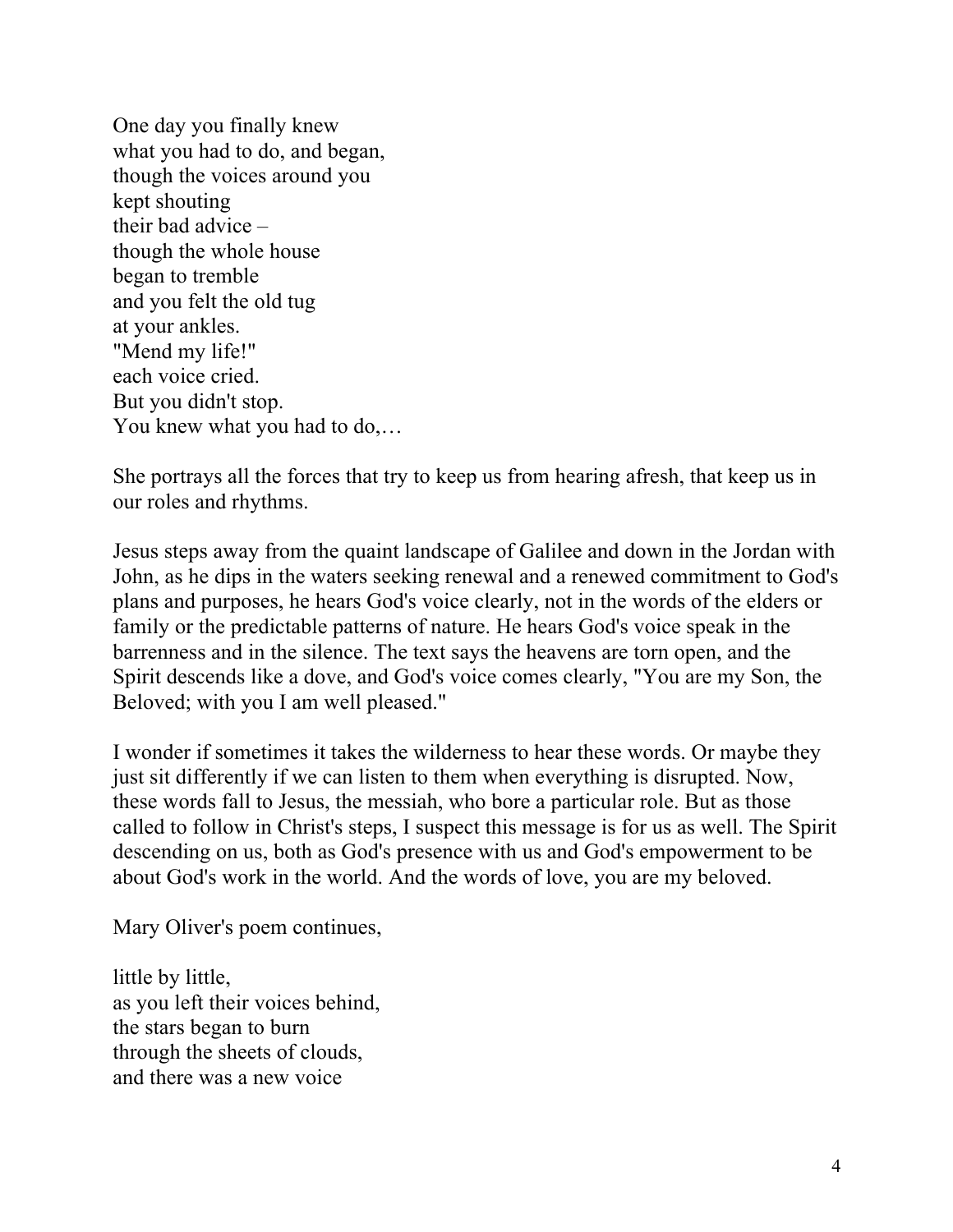One day you finally knew  
what you had to do, and began,  
though the voices around you  
kept shouting  
their bad advice –  
though the whole house  
began to tremble  
and you felt the old tug  
at your ankles.  
"Mend my life!"  
each voice cried.  
But you didn't stop.  
You knew what you had to do,…

She portrays all the forces that try to keep us from hearing afresh, that keep us in our roles and rhythms.

Jesus steps away from the quaint landscape of Galilee and down in the Jordan with John, as he dips in the waters seeking renewal and a renewed commitment to God's plans and purposes, he hears God's voice clearly, not in the words of the elders or family or the predictable patterns of nature. He hears God's voice speak in the barrenness and in the silence. The text says the heavens are torn open, and the Spirit descends like a dove, and God's voice comes clearly, "You are my Son, the Beloved; with you I am well pleased."

I wonder if sometimes it takes the wilderness to hear these words. Or maybe they just sit differently if we can listen to them when everything is disrupted. Now, these words fall to Jesus, the messiah, who bore a particular role. But as those called to follow in Christ's steps, I suspect this message is for us as well. The Spirit descending on us, both as God's presence with us and God's empowerment to be about God's work in the world. And the words of love, you are my beloved.

Mary Oliver's poem continues,

little by little,  
as you left their voices behind,  
the stars began to burn  
through the sheets of clouds,  
and there was a new voice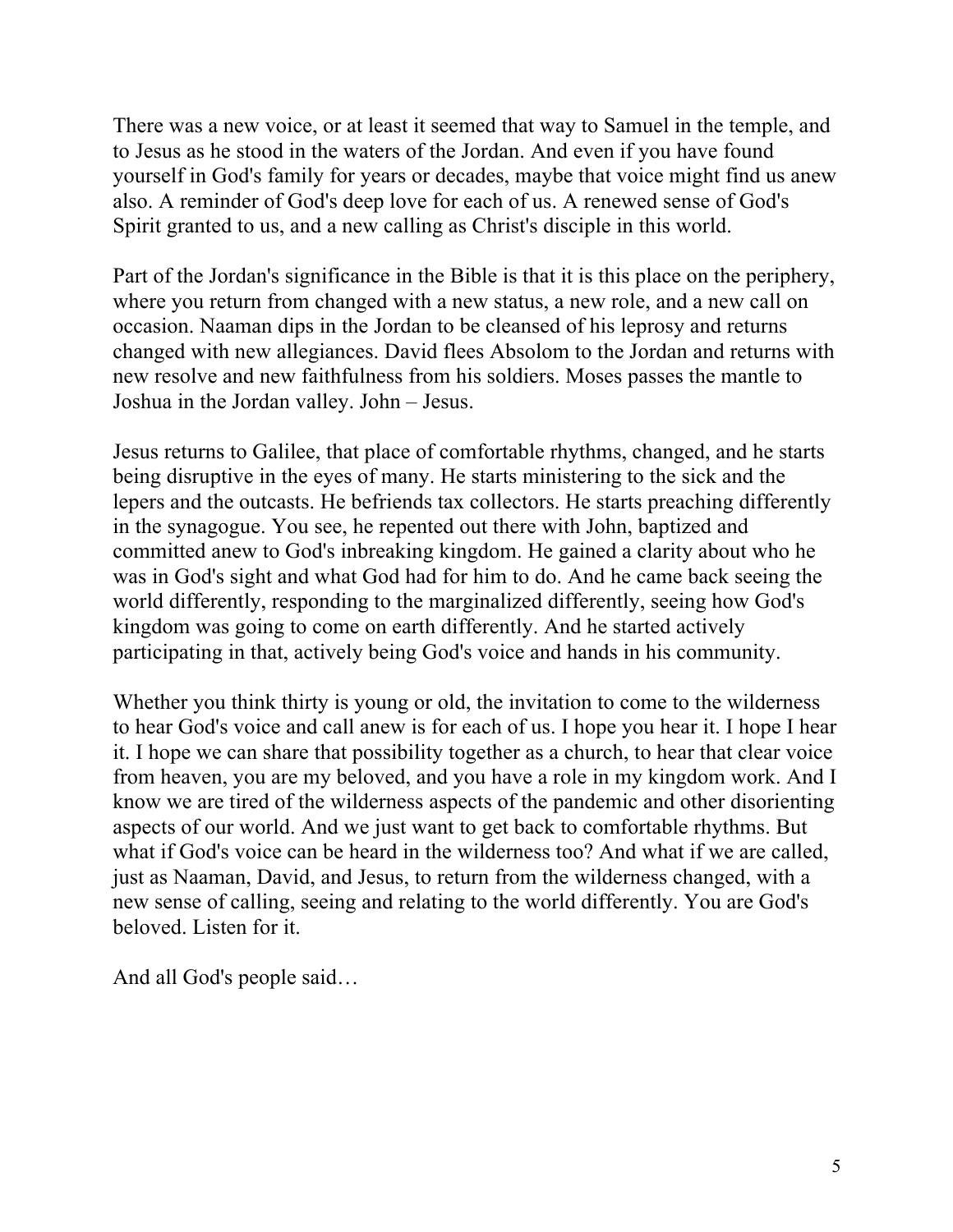There was a new voice, or at least it seemed that way to Samuel in the temple, and to Jesus as he stood in the waters of the Jordan. And even if you have found yourself in God's family for years or decades, maybe that voice might find us anew also. A reminder of God's deep love for each of us. A renewed sense of God's Spirit granted to us, and a new calling as Christ's disciple in this world.

Part of the Jordan's significance in the Bible is that it is this place on the periphery, where you return from changed with a new status, a new role, and a new call on occasion. Naaman dips in the Jordan to be cleansed of his leprosy and returns changed with new allegiances. David flees Absolom to the Jordan and returns with new resolve and new faithfulness from his soldiers. Moses passes the mantle to Joshua in the Jordan valley. John – Jesus.

Jesus returns to Galilee, that place of comfortable rhythms, changed, and he starts being disruptive in the eyes of many. He starts ministering to the sick and the lepers and the outcasts. He befriends tax collectors. He starts preaching differently in the synagogue. You see, he repented out there with John, baptized and committed anew to God's inbreaking kingdom. He gained a clarity about who he was in God's sight and what God had for him to do. And he came back seeing the world differently, responding to the marginalized differently, seeing how God's kingdom was going to come on earth differently. And he started actively participating in that, actively being God's voice and hands in his community.

Whether you think thirty is young or old, the invitation to come to the wilderness to hear God's voice and call anew is for each of us. I hope you hear it. I hope I hear it. I hope we can share that possibility together as a church, to hear that clear voice from heaven, you are my beloved, and you have a role in my kingdom work. And I know we are tired of the wilderness aspects of the pandemic and other disorienting aspects of our world. And we just want to get back to comfortable rhythms. But what if God's voice can be heard in the wilderness too? And what if we are called, just as Naaman, David, and Jesus, to return from the wilderness changed, with a new sense of calling, seeing and relating to the world differently. You are God's beloved. Listen for it.

And all God's people said…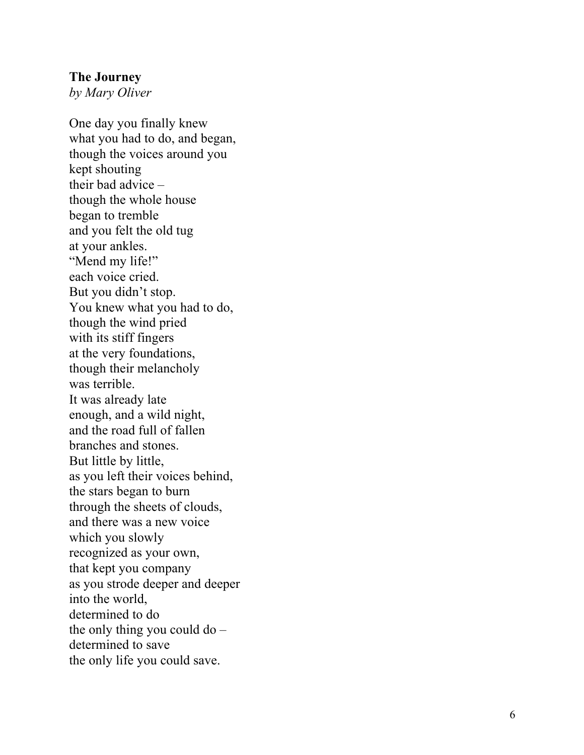**The Journey**

*by Mary Oliver*

One day you finally knew  
what you had to do, and began,  
though the voices around you  
kept shouting  
their bad advice –  
though the whole house  
began to tremble  
and you felt the old tug  
at your ankles.  
"Mend my life!"  
each voice cried.  
But you didn't stop.  
You knew what you had to do,  
though the wind pried  
with its stiff fingers  
at the very foundations,  
though their melancholy  
was terrible.  
It was already late  
enough, and a wild night,  
and the road full of fallen  
branches and stones.  
But little by little,  
as you left their voices behind,  
the stars began to burn  
through the sheets of clouds,  
and there was a new voice  
which you slowly  
recognized as your own,  
that kept you company  
as you strode deeper and deeper  
into the world,  
determined to do  
the only thing you could do –  
determined to save  
the only life you could save.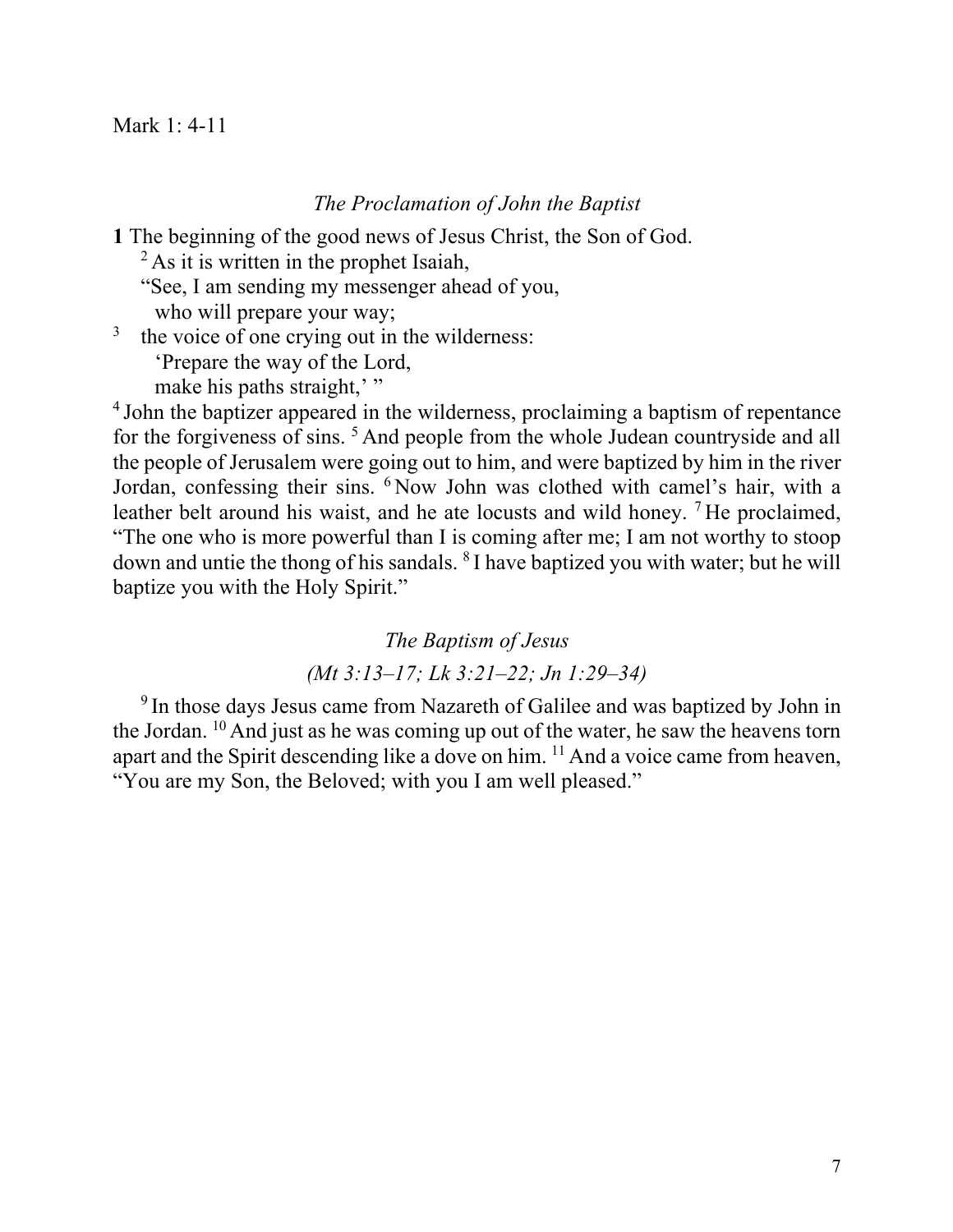Mark 1: 4-11

*The Proclamation of John the Baptist*

**1** The beginning of the good news of Jesus Christ, the Son of God.

[2] As it is written in the prophet Isaiah,

"See, I am sending my messenger ahead of you,
  who will prepare your way;
[3] the voice of one crying out in the wilderness:
  'Prepare the way of the Lord,
  make his paths straight,' "

[4] John the baptizer appeared in the wilderness, proclaiming a baptism of repentance for the forgiveness of sins. [5] And people from the whole Judean countryside and all the people of Jerusalem were going out to him, and were baptized by him in the river Jordan, confessing their sins. [6] Now John was clothed with camel's hair, with a leather belt around his waist, and he ate locusts and wild honey. [7] He proclaimed, "The one who is more powerful than I is coming after me; I am not worthy to stoop down and untie the thong of his sandals. [8] I have baptized you with water; but he will baptize you with the Holy Spirit."

*The Baptism of Jesus*

*(Mt 3:13–17; Lk 3:21–22; Jn 1:29–34)*

[9] In those days Jesus came from Nazareth of Galilee and was baptized by John in the Jordan. [10] And just as he was coming up out of the water, he saw the heavens torn apart and the Spirit descending like a dove on him. [11] And a voice came from heaven, "You are my Son, the Beloved; with you I am well pleased."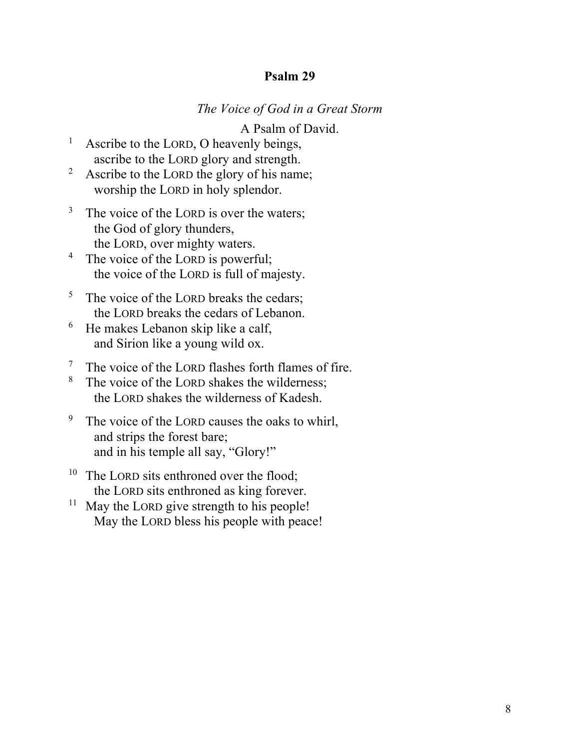## Psalm 29

*The Voice of God in a Great Storm*

A Psalm of David.

[1] Ascribe to the LORD, O heavenly beings,
ascribe to the LORD glory and strength.
[2] Ascribe to the LORD the glory of his name;
worship the LORD in holy splendor.

[3] The voice of the LORD is over the waters;
the God of glory thunders,
the LORD, over mighty waters.
[4] The voice of the LORD is powerful;
the voice of the LORD is full of majesty.

[5] The voice of the LORD breaks the cedars;
the LORD breaks the cedars of Lebanon.
[6] He makes Lebanon skip like a calf,
and Sirion like a young wild ox.

[7] The voice of the LORD flashes forth flames of fire.
[8] The voice of the LORD shakes the wilderness;
the LORD shakes the wilderness of Kadesh.

[9] The voice of the LORD causes the oaks to whirl,
and strips the forest bare;
and in his temple all say, "Glory!"

[10] The LORD sits enthroned over the flood;
the LORD sits enthroned as king forever.
[11] May the LORD give strength to his people!
May the LORD bless his people with peace!